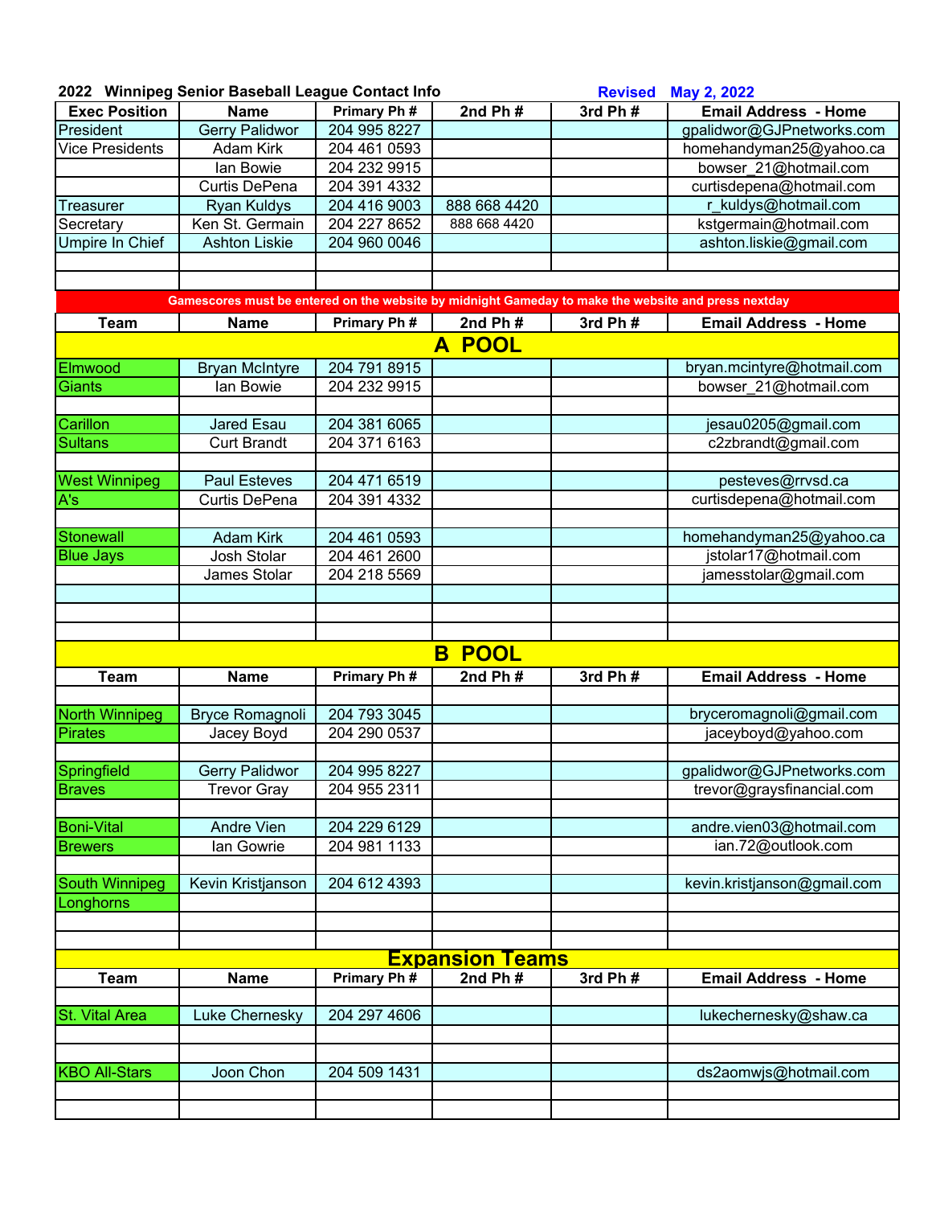**2022 Winnipeg Senior Baseball League Contact Info** Revised May 2, 2022

| Exec Position | Name | Primary Ph # | 2nd Ph # | 3rd Ph # | Email Address - Home |
|---|---|---|---|---|---|
| President | Gerry Palidwor | 204 995 8227 | | | gpalidwor@GJPnetworks.com |
| Vice Presidents | Adam Kirk | 204 461 0593 | | | homehandyman25@yahoo.ca |
| | Ian Bowie | 204 232 9915 | | | bowser_21@hotmail.com |
| | Curtis DePena | 204 391 4332 | | | curtisdepena@hotmail.com |
| Treasurer | Ryan Kuldys | 204 416 9003 | 888 668 4420 | | r_kuldys@hotmail.com |
| Secretary | Ken St. Germain | 204 227 8652 | 888 668 4420 | | kstgermain@hotmail.com |
| Umpire In Chief | Ashton Liskie | 204 960 0046 | | | ashton.liskie@gmail.com |

**Gamescores must be entered on the website by midnight Gameday to make the website and press nextday**

## A POOL

| Team | Name | Primary Ph # | 2nd Ph # | 3rd Ph # | Email Address - Home |
|---|---|---|---|---|---|
| Elmwood | Bryan McIntyre | 204 791 8915 | | | bryan.mcintyre@hotmail.com |
| Giants | Ian Bowie | 204 232 9915 | | | bowser_21@hotmail.com |
| Carillon | Jared Esau | 204 381 6065 | | | jesau0205@gmail.com |
| Sultans | Curt Brandt | 204 371 6163 | | | c2zbrandt@gmail.com |
| West Winnipeg | Paul Esteves | 204 471 6519 | | | pesteves@rrvsd.ca |
| A's | Curtis DePena | 204 391 4332 | | | curtisdepena@hotmail.com |
| Stonewall | Adam Kirk | 204 461 0593 | | | homehandyman25@yahoo.ca |
| Blue Jays | Josh Stolar | 204 461 2600 | | | jstolar17@hotmail.com |
| | James Stolar | 204 218 5569 | | | jamesstolar@gmail.com |

## B POOL

| Team | Name | Primary Ph # | 2nd Ph # | 3rd Ph # | Email Address - Home |
|---|---|---|---|---|---|
| North Winnipeg | Bryce Romagnoli | 204 793 3045 | | | bryceromagnoli@gmail.com |
| Pirates | Jacey Boyd | 204 290 0537 | | | jaceyboyd@yahoo.com |
| Springfield | Gerry Palidwor | 204 995 8227 | | | gpalidwor@GJPnetworks.com |
| Braves | Trevor Gray | 204 955 2311 | | | trevor@graysfinancial.com |
| Boni-Vital | Andre Vien | 204 229 6129 | | | andre.vien03@hotmail.com |
| Brewers | Ian Gowrie | 204 981 1133 | | | ian.72@outlook.com |
| South Winnipeg | Kevin Kristjanson | 204 612 4393 | | | kevin.kristjanson@gmail.com |
| Longhorns | | | | | |

## Expansion Teams

| Team | Name | Primary Ph # | 2nd Ph # | 3rd Ph # | Email Address - Home |
|---|---|---|---|---|---|
| St. Vital Area | Luke Chernesky | 204 297 4606 | | | lukechernesky@shaw.ca |
| KBO All-Stars | Joon Chon | 204 509 1431 | | | ds2aomwjs@hotmail.com |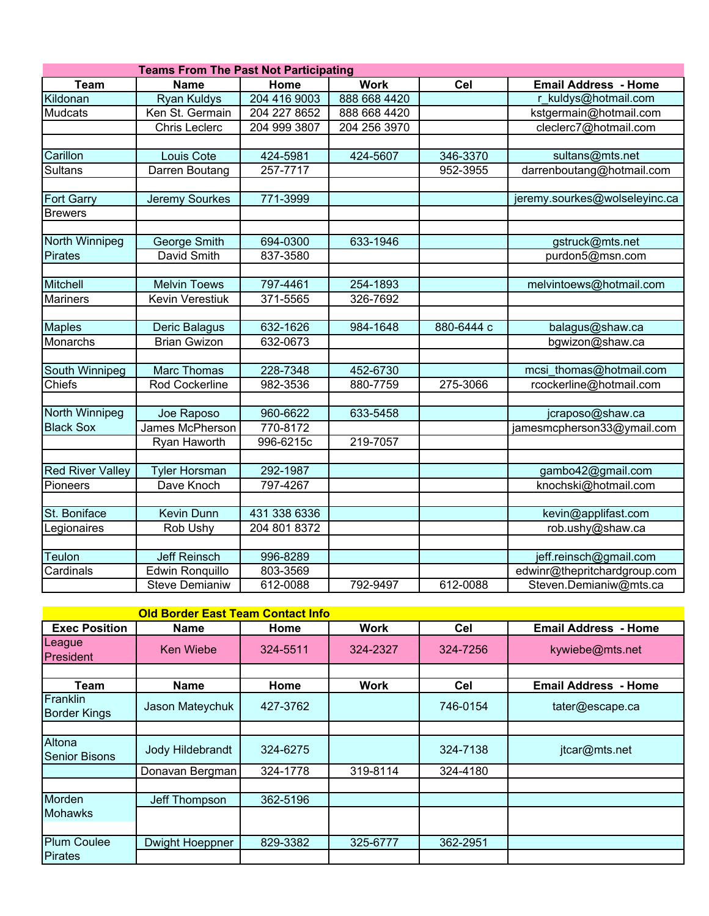## Teams From The Past Not Participating

| Team | Name | Home | Work | Cel | Email Address - Home |
|---|---|---|---|---|---|
| Kildonan | Ryan Kuldys | 204 416 9003 | 888 668 4420 | | r_kuldys@hotmail.com |
| Mudcats | Ken St. Germain | 204 227 8652 | 888 668 4420 | | kstgermain@hotmail.com |
| | Chris Leclerc | 204 999 3807 | 204 256 3970 | | cleclerc7@hotmail.com |
| | | | | | |
| Carillon | Louis Cote | 424-5981 | 424-5607 | 346-3370 | sultans@mts.net |
| Sultans | Darren Boutang | 257-7717 | | 952-3955 | darrenboutang@hotmail.com |
| | | | | | |
| Fort Garry | Jeremy Sourkes | 771-3999 | | | jeremy.sourkes@wolseleyinc.ca |
| Brewers | | | | | |
| | | | | | |
| North Winnipeg | George Smith | 694-0300 | 633-1946 | | gstruck@mts.net |
| Pirates | David Smith | 837-3580 | | | purdon5@msn.com |
| | | | | | |
| Mitchell | Melvin Toews | 797-4461 | 254-1893 | | melvintoews@hotmail.com |
| Mariners | Kevin Verestiuk | 371-5565 | 326-7692 | | |
| | | | | | |
| Maples | Deric Balagus | 632-1626 | 984-1648 | 880-6444 c | balagus@shaw.ca |
| Monarchs | Brian Gwizon | 632-0673 | | | bgwizon@shaw.ca |
| | | | | | |
| South Winnipeg | Marc Thomas | 228-7348 | 452-6730 | | mcsi_thomas@hotmail.com |
| Chiefs | Rod Cockerline | 982-3536 | 880-7759 | 275-3066 | rcockerline@hotmail.com |
| | | | | | |
| North Winnipeg | Joe Raposo | 960-6622 | 633-5458 | | jcraposo@shaw.ca |
| Black Sox | James McPherson | 770-8172 | | | jamesmcpherson33@ymail.com |
| | Ryan Haworth | 996-6215c | 219-7057 | | |
| | | | | | |
| Red River Valley | Tyler Horsman | 292-1987 | | | gambo42@gmail.com |
| Pioneers | Dave Knoch | 797-4267 | | | knochski@hotmail.com |
| | | | | | |
| St. Boniface | Kevin Dunn | 431 338 6336 | | | kevin@applifast.com |
| Legionaires | Rob Ushy | 204 801 8372 | | | rob.ushy@shaw.ca |
| | | | | | |
| Teulon | Jeff Reinsch | 996-8289 | | | jeff.reinsch@gmail.com |
| Cardinals | Edwin Ronquillo | 803-3569 | | | edwinr@thepritchardgroup.com |
| | Steve Demianiw | 612-0088 | 792-9497 | 612-0088 | Steven.Demianiw@mts.ca |

## Old Border East Team Contact Info

| Exec Position | Name | Home | Work | Cel | Email Address - Home |
|---|---|---|---|---|---|
| League President | Ken Wiebe | 324-5511 | 324-2327 | 324-7256 | kywiebe@mts.net |

| Team | Name | Home | Work | Cel | Email Address - Home |
|---|---|---|---|---|---|
| Franklin Border Kings | Jason Mateychuk | 427-3762 | | 746-0154 | tater@escape.ca |
| | | | | | |
| Altona Senior Bisons | Jody Hildebrandt | 324-6275 | | 324-7138 | jtcar@mts.net |
| | Donavan Bergman | 324-1778 | 319-8114 | 324-4180 | |
| | | | | | |
| Morden Mohawks | Jeff Thompson | 362-5196 | | | |
| | | | | | |
| Plum Coulee Pirates | Dwight Hoeppner | 829-3382 | 325-6777 | 362-2951 | |